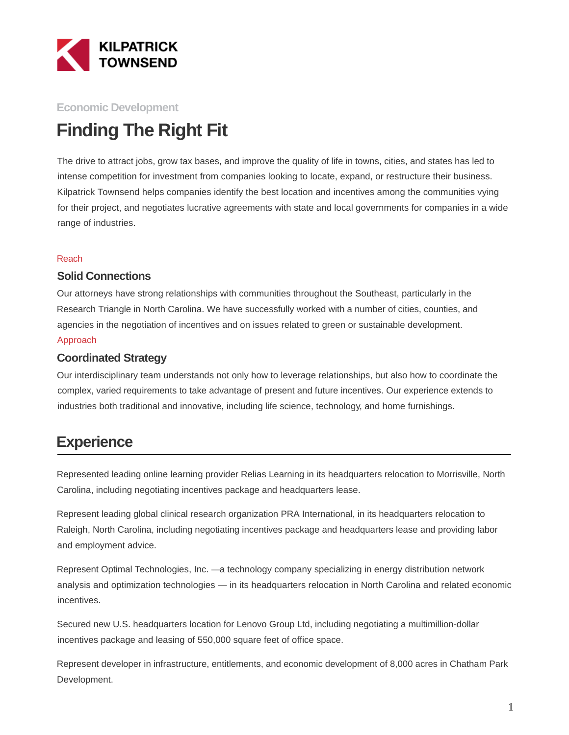KILPATRICK TOWNSEND

Economic Development

# Finding The Right Fit

The drive to attract jobs, grow tax bases, and improve the quality of life in towns, cities, and states has led to intense competition for investment from companies looking to locate, expand, or restructure their business. Kilpatrick Townsend helps companies identify the best location and incentives among the communities vying for their project, and negotiates lucrative agreements with state and local governments for companies in a wide range of industries.

Reach

### Solid Connections

Our attorneys have strong relationships with communities throughout the Southeast, particularly in the Research Triangle in North Carolina. We have successfully worked with a number of cities, counties, and agencies in the negotiation of incentives and on issues related to green or sustainable development.

Approach

### Coordinated Strategy

Our interdisciplinary team understands not only how to leverage relationships, but also how to coordinate the complex, varied requirements to take advantage of present and future incentives. Our experience extends to industries both traditional and innovative, including life science, technology, and home furnishings.

## Experience

Represented leading online learning provider Relias Learning in its headquarters relocation to Morrisville, North Carolina, including negotiating incentives package and headquarters lease.

Represent leading global clinical research organization PRA International, in its headquarters relocation to Raleigh, North Carolina, including negotiating incentives package and headquarters lease and providing labor and employment advice.

Represent Optimal Technologies, Inc. —a technology company specializing in energy distribution network analysis and optimization technologies — in its headquarters relocation in North Carolina and related economic incentives.

Secured new U.S. headquarters location for Lenovo Group Ltd, including negotiating a multimillion-dollar incentives package and leasing of 550,000 square feet of office space.

Represent developer in infrastructure, entitlements, and economic development of 8,000 acres in Chatham Park Development.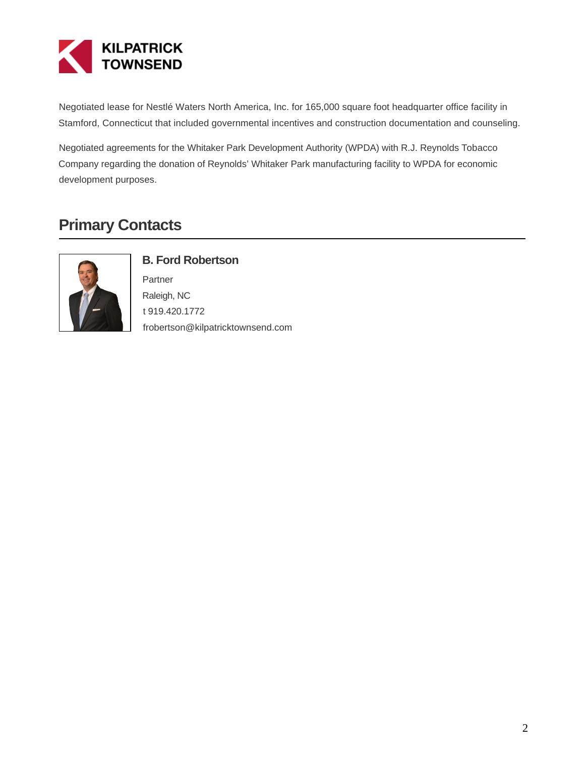Negotiated lease for Nestlé Waters North America, Inc. for 165,000 square foot headquarter office facility in Stamford, Connecticut that included governmental incentives and construction documentation and counseling.

Negotiated agreements for the Whitaker Park Development Authority (WPDA) with R.J. Reynolds Tobacco Company regarding the donation of Reynolds' Whitaker Park manufacturing facility to WPDA for economic development purposes.

## Primary Contacts

### B. Ford Robertson

Partner

Raleigh, NC

t 919.420.1772

frobertson@kilpatricktownsend.com